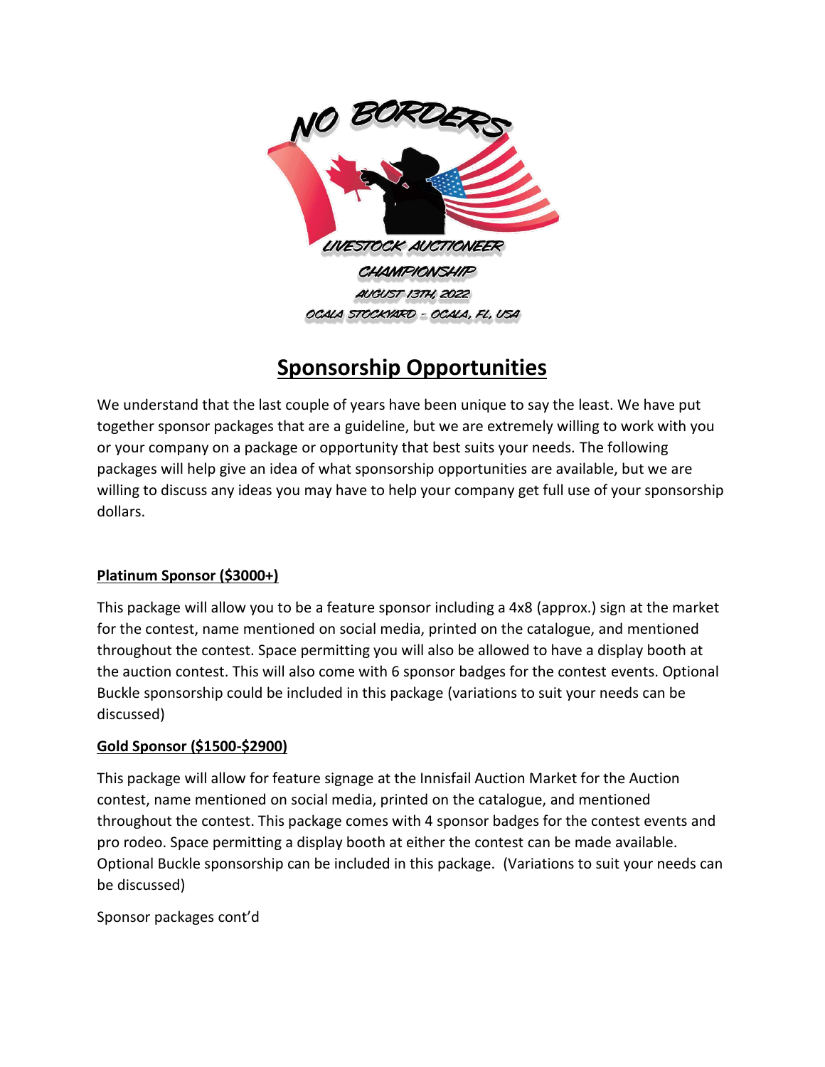NO BORDERS

LIVESTOCK AUCTIONEER CHAMPIONSHIP

AUGUST 13TH, 2022

OCALA STOCKYARD - OCALA, FL, USA

# Sponsorship Opportunities

We understand that the last couple of years have been unique to say the least. We have put together sponsor packages that are a guideline, but we are extremely willing to work with you or your company on a package or opportunity that best suits your needs. The following packages will help give an idea of what sponsorship opportunities are available, but we are willing to discuss any ideas you may have to help your company get full use of your sponsorship dollars.

**Platinum Sponsor ($3000+)**

This package will allow you to be a feature sponsor including a 4x8 (approx.) sign at the market for the contest, name mentioned on social media, printed on the catalogue, and mentioned throughout the contest. Space permitting you will also be allowed to have a display booth at the auction contest. This will also come with 6 sponsor badges for the contest events. Optional Buckle sponsorship could be included in this package (variations to suit your needs can be discussed)

**Gold Sponsor ($1500-$2900)**

This package will allow for feature signage at the Innisfail Auction Market for the Auction contest, name mentioned on social media, printed on the catalogue, and mentioned throughout the contest. This package comes with 4 sponsor badges for the contest events and pro rodeo. Space permitting a display booth at either the contest can be made available. Optional Buckle sponsorship can be included in this package. (Variations to suit your needs can be discussed)

Sponsor packages cont'd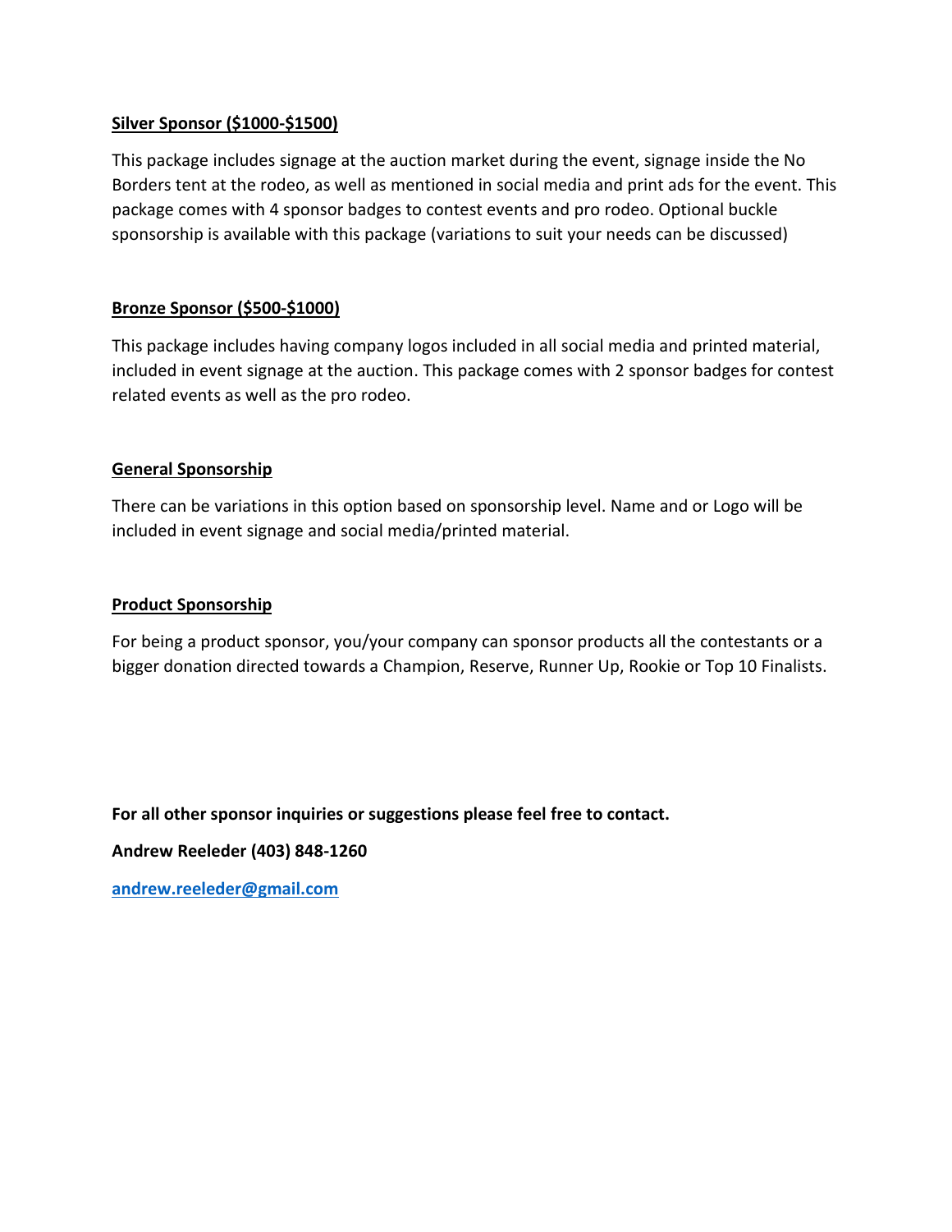**Silver Sponsor ($1000-$1500)**

This package includes signage at the auction market during the event, signage inside the No Borders tent at the rodeo, as well as mentioned in social media and print ads for the event. This package comes with 4 sponsor badges to contest events and pro rodeo. Optional buckle sponsorship is available with this package (variations to suit your needs can be discussed)

**Bronze Sponsor ($500-$1000)**

This package includes having company logos included in all social media and printed material, included in event signage at the auction. This package comes with 2 sponsor badges for contest related events as well as the pro rodeo.

**General Sponsorship**

There can be variations in this option based on sponsorship level. Name and or Logo will be included in event signage and social media/printed material.

**Product Sponsorship**

For being a product sponsor, you/your company can sponsor products all the contestants or a bigger donation directed towards a Champion, Reserve, Runner Up, Rookie or Top 10 Finalists.

**For all other sponsor inquiries or suggestions please feel free to contact.**

**Andrew Reeleder (403) 848-1260**

**andrew.reeleder@gmail.com**